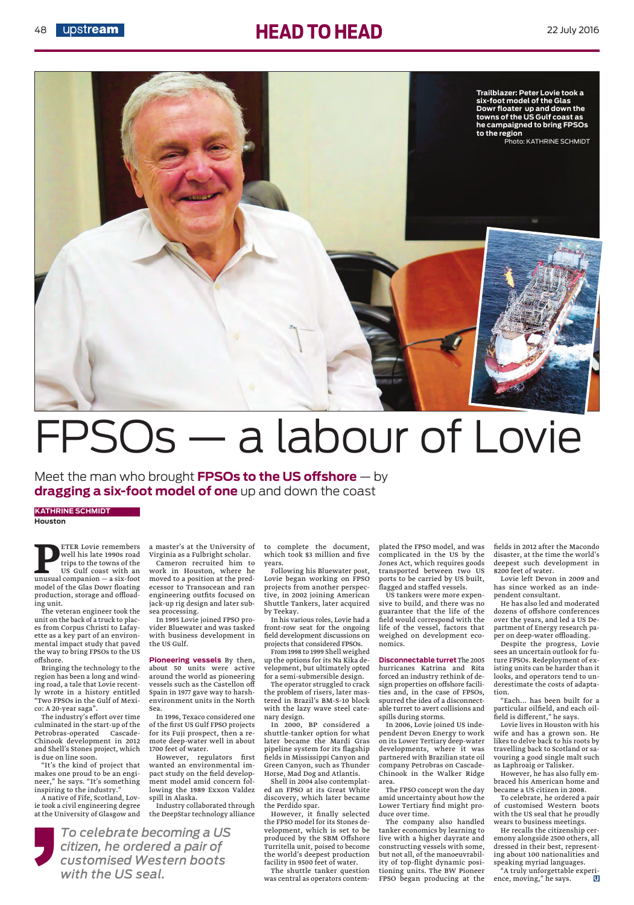# FPSOs — a labour of Lovie

Meet the man who brought **FPSOs to the US offshore** — by **dragging a six-foot model of one** up and down the coast

**KATHRINE SCHMIDT**
**Houston**

Trailblazer: Peter Lovie took a six-foot model of the Glas Dowr floater up and down the towns of the US Gulf coast as he campaigned to bring FPSOs to the region
Photo: KATHRINE SCHMIDT

PETER Lovie remembers well his late 1990s road trips to the towns of the US Gulf coast with an unusual companion — a six-foot model of the Glas Dowr floating production, storage and offloading unit.

The veteran engineer took the unit on the back of a truck to places from Corpus Christi to Lafayette as a key part of an environmental impact study that paved the way to bring FPSOs to the US offshore.

Bringing the technology to the region has been a long and winding road, a tale that Lovie recently wrote in a history entitled "Two FPSOs in the Gulf of Mexico: A 20-year saga".

The industry's effort over time culminated in the start-up of the Petrobras-operated Cascade-Chinook development in 2012 and Shell's Stones project, which is due on line soon.

"It's the kind of project that makes one proud to be an engineer," he says. "It's something inspiring to the industry."

A native of Fife, Scotland, Lovie took a civil engineering degree at the University of Glasgow and a master's at the University of Virginia as a Fulbright scholar.

Cameron recruited him to work in Houston, where he moved to a position at the predecessor to Transocean and ran engineering outfits focused on jack-up rig design and later subsea processing.

In 1995 Lovie joined FPSO provider Bluewater and was tasked with business development in the US Gulf.

**Pioneering vessels** By then, about 50 units were active around the world as pioneering vessels such as the Castellon off Spain in 1977 gave way to harsh-environment units in the North Sea.

In 1996, Texaco considered one of the first US Gulf FPSO projects for its Fuji prospect, then a remote deep-water well in about 1700 feet of water.

However, regulators first wanted an environmental impact study on the field development model amid concern following the 1989 Exxon Valdez spill in Alaska.

Industry collaborated through the DeepStar technology alliance to complete the document, which took $3 million and five years.

Following his Bluewater post, Lovie began working on FPSO projects from another perspective, in 2002 joining American Shuttle Tankers, later acquired by Teekay.

In his various roles, Lovie had a front-row seat for the ongoing field development discussions on projects that considered FPSOs.

From 1998 to 1999 Shell weighed up the options for its Na Kika development, but ultimately opted for a semi-submersible design.

The operator struggled to crack the problem of risers, later mastered in Brazil's BM-S-10 block with the lazy wave steel catenary design.

In 2000, BP considered a shuttle-tanker option for what later became the Mardi Gras pipeline system for its flagship fields in Mississippi Canyon and Green Canyon, such as Thunder Horse, Mad Dog and Atlantis.

Shell in 2004 also contemplated an FPSO at its Great White discovery, which later became the Perdido spar.

However, it finally selected the FPSO model for its Stones development, which is set to be produced by the SBM Offshore Turritella unit, poised to become the world's deepest production facility in 9500 feet of water.

The shuttle tanker question was central as operators contemplated the FPSO model, and was complicated in the US by the Jones Act, which requires goods transported between two US ports to be carried by US built, flagged and staffed vessels.

US tankers were more expensive to build, and there was no guarantee that the life of the field would correspond with the life of the vessel, factors that weighed on development economics.

**Disconnectable turret** The 2005 hurricanes Katrina and Rita forced an industry rethink of design properties on offshore facilities and, in the case of FPSOs, spurred the idea of a disconnectable turret to avert collisions and spills during storms.

In 2006, Lovie joined US independent Devon Energy to work on its Lower Tertiary deep-water developments, where it was partnered with Brazilian state oil company Petrobras on Cascade-Chinook in the Walker Ridge area.

The FPSO concept won the day amid uncertainty about how the Lower Tertiary find might produce over time.

The company also handled tanker economics by learning to live with a higher dayrate and contracting vessels with some, but not all, of the manoeuvrability of top-flight dynamic positioning units. The BW Pioneer FPSO began producing at the fields in 2012 after the Macondo disaster, at the time the world's deepest such development in 8200 feet of water.

Lovie left Devon in 2009 and has since worked as an independent consultant.

He has also led and moderated dozens of offshore conferences over the years, and led a US Department of Energy research paper on deep-water offloading.

Despite the progress, Lovie sees an uncertain outlook for future FPSOs. Redeployment of existing units can be harder than it looks, and operators tend to underestimate the costs of adaptation.

"Each... has been built for a particular oilfield, and each oilfield is different," he says.

Lovie lives in Houston with his wife and has a grown son. He likes to delve back to his roots by travelling back to Scotland or savouring a good single malt such as Laphroaig or Talisker.

However, he has also fully embraced his American home and became a US citizen in 2008.

To celebrate, he ordered a pair of customised Western boots with the US seal that he proudly wears to business meetings.

He recalls the citizenship ceremony alongside 2500 others, all dressed in their best, representing about 100 nationalities and speaking myriad languages.

"A truly unforgettable experience, moving," he says.

> *To celebrate becoming a US citizen, he ordered a pair of customised Western boots with the US seal.*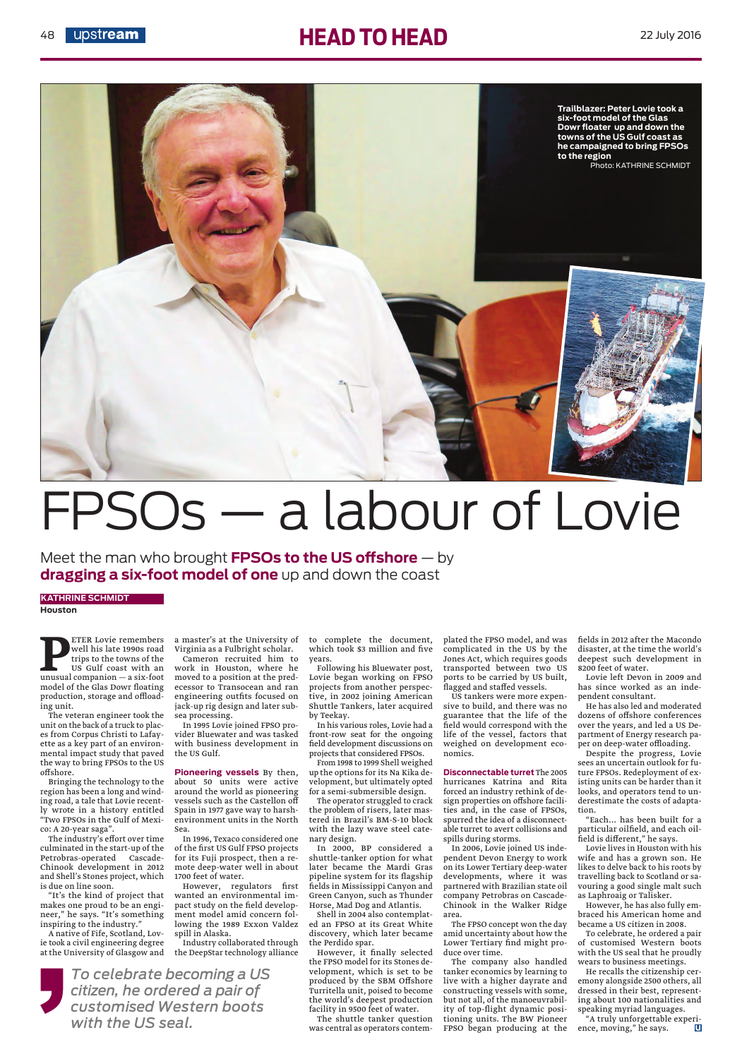Trailblazer: Peter Lovie took a six-foot model of the Glas Dowr floater up and down the towns of the US Gulf coast as he campaigned to bring FPSOs to the region
Photo: KATHRINE SCHMIDT

# FPSOs — a labour of Lovie

Meet the man who brought **FPSOs to the US offshore** — by **dragging a six-foot model of one** up and down the coast

**KATHRINE SCHMIDT**
**Houston**

PETER Lovie remembers well his late 1990s road trips to the towns of the US Gulf coast with an unusual companion — a six-foot model of the Glas Dowr floating production, storage and offloading unit.

The veteran engineer took the unit on the back of a truck to places from Corpus Christi to Lafayette as a key part of an environmental impact study that paved the way to bring FPSOs to the US offshore.

Bringing the technology to the region has been a long and winding road, a tale that Lovie recently wrote in a history entitled "Two FPSOs in the Gulf of Mexico: A 20-year saga".

The industry's effort over time culminated in the start-up of the Petrobras-operated Cascade-Chinook development in 2012 and Shell's Stones project, which is due on line soon.

"It's the kind of project that makes one proud to be an engineer," he says. "It's something inspiring to the industry."

A native of Fife, Scotland, Lovie took a civil engineering degree at the University of Glasgow and a master's at the University of Virginia as a Fulbright scholar.

Cameron recruited him to work in Houston, where he moved to a position at the predecessor to Transocean and ran engineering outfits focused on jack-up rig design and later subsea processing.

In 1995 Lovie joined FPSO provider Bluewater and was tasked with business development in the US Gulf.

**Pioneering vessels** By then, about 50 units were active around the world as pioneering vessels such as the Castellon off Spain in 1977 gave way to harsh-environment units in the North Sea.

In 1996, Texaco considered one of the first US Gulf FPSO projects for its Fuji prospect, then a remote deep-water well in about 1700 feet of water.

However, regulators first wanted an environmental impact study on the field development model amid concern following the 1989 Exxon Valdez spill in Alaska.

Industry collaborated through the DeepStar technology alliance to complete the document, which took $3 million and five years.

Following his Bluewater post, Lovie began working on FPSO projects from another perspective, in 2002 joining American Shuttle Tankers, later acquired by Teekay.

In his various roles, Lovie had a front-row seat for the ongoing field development discussions on projects that considered FPSOs.

From 1998 to 1999 Shell weighed up the options for its Na Kika development, but ultimately opted for a semi-submersible design.

The operator struggled to crack the problem of risers, later mastered in Brazil's BM-S-10 block with the lazy wave steel catenary design.

In 2000, BP considered a shuttle-tanker option for what later became the Mardi Gras pipeline system for its flagship fields in Mississippi Canyon and Green Canyon, such as Thunder Horse, Mad Dog and Atlantis.

Shell in 2004 also contemplated an FPSO at its Great White discovery, which later became the Perdido spar.

However, it finally selected the FPSO model for its Stones development, which is set to be produced by the SBM Offshore Turritella unit, poised to become the world's deepest production facility in 9500 feet of water.

The shuttle tanker question was central as operators contemplated the FPSO model, and was complicated in the US by the Jones Act, which requires goods transported between two US ports to be carried by US built, flagged and staffed vessels.

US tankers were more expensive to build, and there was no guarantee that the life of the field would correspond with the life of the vessel, factors that weighed on development economics.

**Disconnectable turret** The 2005 hurricanes Katrina and Rita forced an industry rethink of design properties on offshore facilities and, in the case of FPSOs, spurred the idea of a disconnectable turret to avert collisions and spills during storms.

In 2006, Lovie joined US independent Devon Energy to work on its Lower Tertiary deep-water developments, where it was partnered with Brazilian state oil company Petrobras on Cascade-Chinook in the Walker Ridge area.

The FPSO concept won the day amid uncertainty about how the Lower Tertiary find might produce over time.

The company also handled tanker economics by learning to live with a higher dayrate and customising vessels with some, but not all, of the manoeuvrability of top-flight dynamic positioning units. The BW Pioneer FPSO began producing at the fields in 2012 after the Macondo disaster, at the time the world's deepest such development in 8200 feet of water.

Lovie left Devon in 2009 and has since worked as an independent consultant.

He has also led and moderated dozens of offshore conferences over the years, and led a US Department of Energy research paper on deep-water offloading.

Despite the progress, Lovie sees an uncertain outlook for future FPSOs. Redeployment of existing units can be harder than it looks, and operators tend to underestimate the costs of adaptation.

"Each... has been built for a particular oilfield, and each oilfield is different," he says.

Lovie lives in Houston with his wife and has a grown son. He likes to delve back to his roots by travelling back to Scotland or savouring a good single malt such as Laphroaig or Talisker.

However, he has also fully embraced his American home and became a US citizen in 2008.

To celebrate, he ordered a pair of customised Western boots with the US seal that he proudly wears to business meetings.

He recalls the citizenship ceremony alongside 2500 others, all dressed in their best, representing about 100 nationalities and speaking myriad languages.

"A truly unforgettable experience, moving," he says.

> *To celebrate becoming a US citizen, he ordered a pair of customised Western boots with the US seal.*